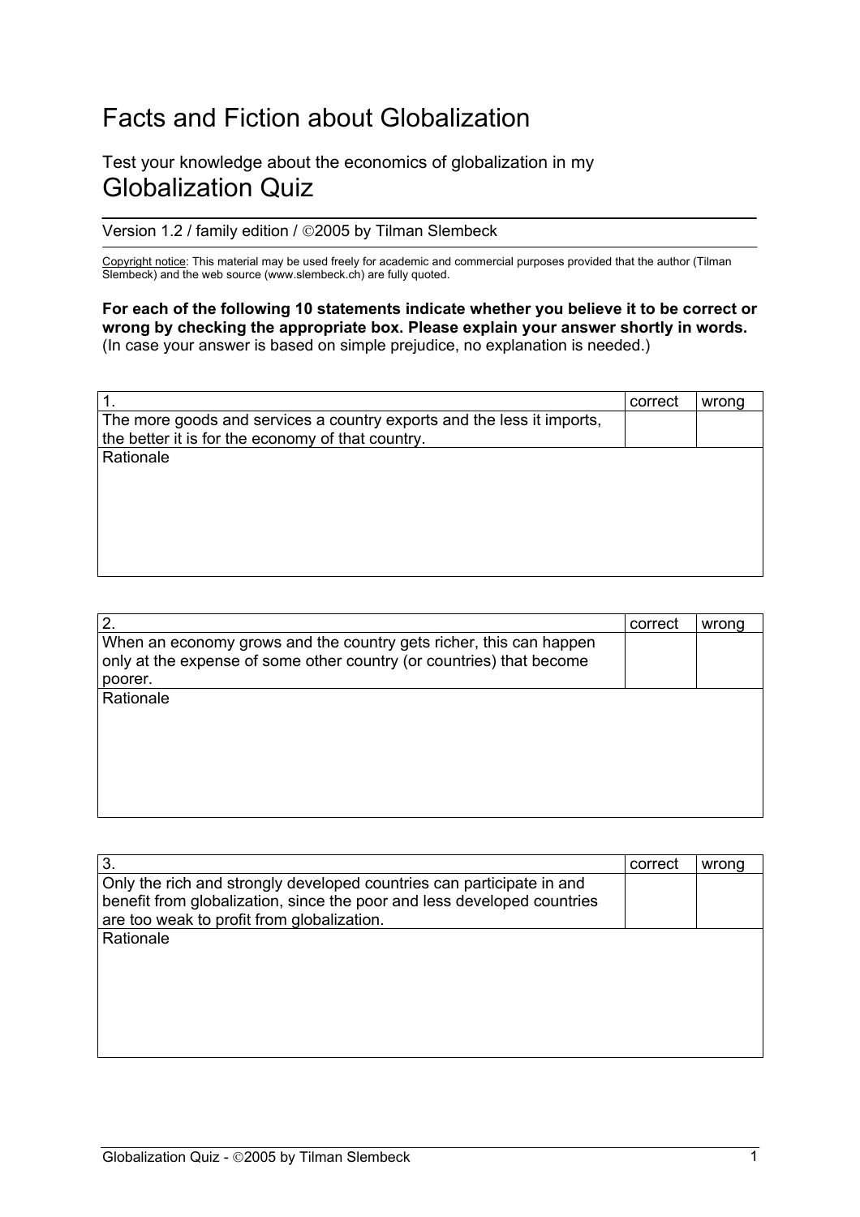# Facts and Fiction about Globalization

Test your knowledge about the economics of globalization in my

## Globalization Quiz

Version 1.2 / family edition / ©2005 by Tilman Slembeck

Copyright notice: This material may be used freely for academic and commercial purposes provided that the author (Tilman Slembeck) and the web source (www.slembeck.ch) are fully quoted.

**For each of the following 10 statements indicate whether you believe it to be correct or wrong by checking the appropriate box. Please explain your answer shortly in words.**
(In case your answer is based on simple prejudice, no explanation is needed.)

| 1. | correct | wrong |
|---|---|---|
| The more goods and services a country exports and the less it imports, the better it is for the economy of that country. | | |
| Rationale | | |

| 2. | correct | wrong |
|---|---|---|
| When an economy grows and the country gets richer, this can happen only at the expense of some other country (or countries) that become poorer. | | |
| Rationale | | |

| 3. | correct | wrong |
|---|---|---|
| Only the rich and strongly developed countries can participate in and benefit from globalization, since the poor and less developed countries are too weak to profit from globalization. | | |
| Rationale | | |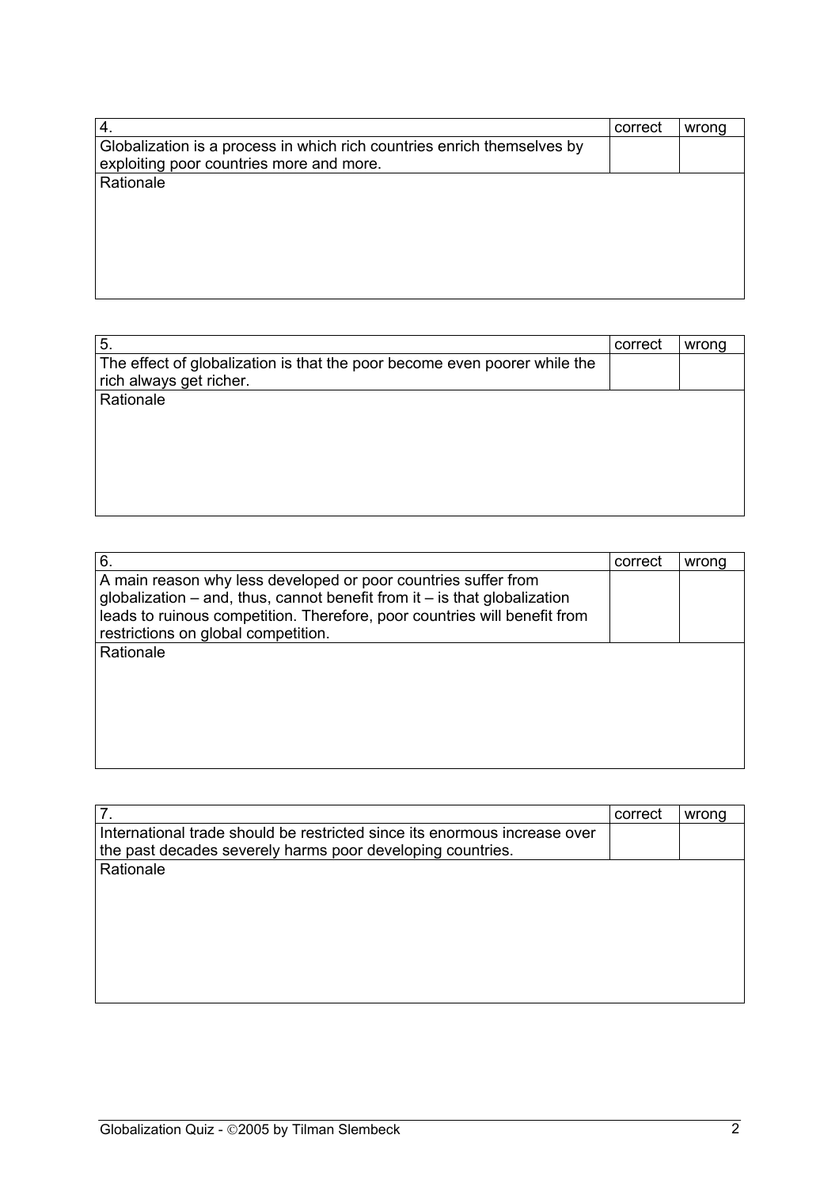| 4. | correct | wrong |
|---|---|---|
| Globalization is a process in which rich countries enrich themselves by exploiting poor countries more and more. | | |
| Rationale | | |

| 5. | correct | wrong |
|---|---|---|
| The effect of globalization is that the poor become even poorer while the rich always get richer. | | |
| Rationale | | |

| 6. | correct | wrong |
|---|---|---|
| A main reason why less developed or poor countries suffer from globalization – and, thus, cannot benefit from it – is that globalization leads to ruinous competition. Therefore, poor countries will benefit from restrictions on global competition. | | |
| Rationale | | |

| 7. | correct | wrong |
|---|---|---|
| International trade should be restricted since its enormous increase over the past decades severely harms poor developing countries. | | |
| Rationale | | |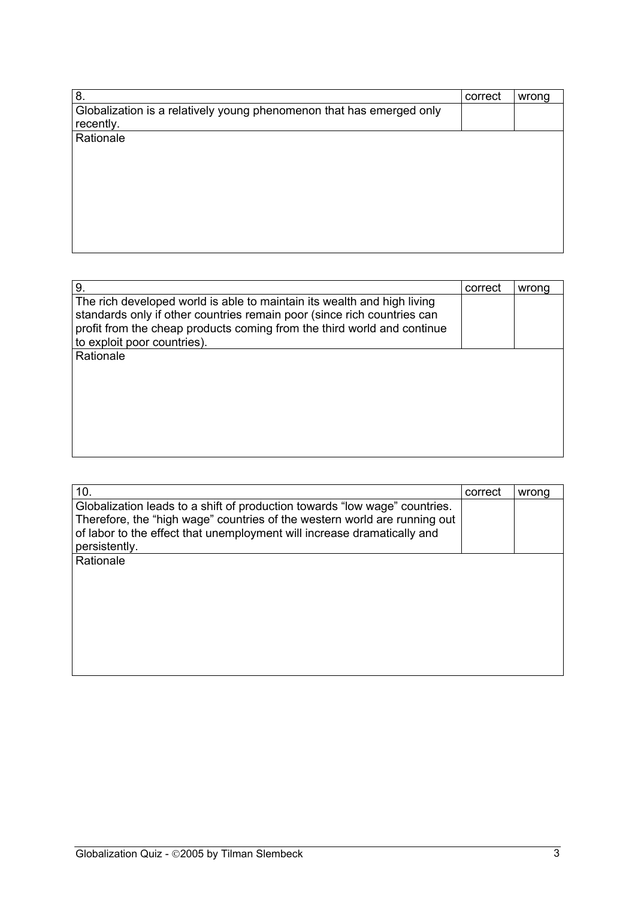| 8. | correct | wrong |
| --- | --- | --- |
| Globalization is a relatively young phenomenon that has emerged only recently. | | |
| Rationale | | |

| 9. | correct | wrong |
| --- | --- | --- |
| The rich developed world is able to maintain its wealth and high living standards only if other countries remain poor (since rich countries can profit from the cheap products coming from the third world and continue to exploit poor countries). | | |
| Rationale | | |

| 10. | correct | wrong |
| --- | --- | --- |
| Globalization leads to a shift of production towards "low wage" countries. Therefore, the "high wage" countries of the western world are running out of labor to the effect that unemployment will increase dramatically and persistently. | | |
| Rationale | | |